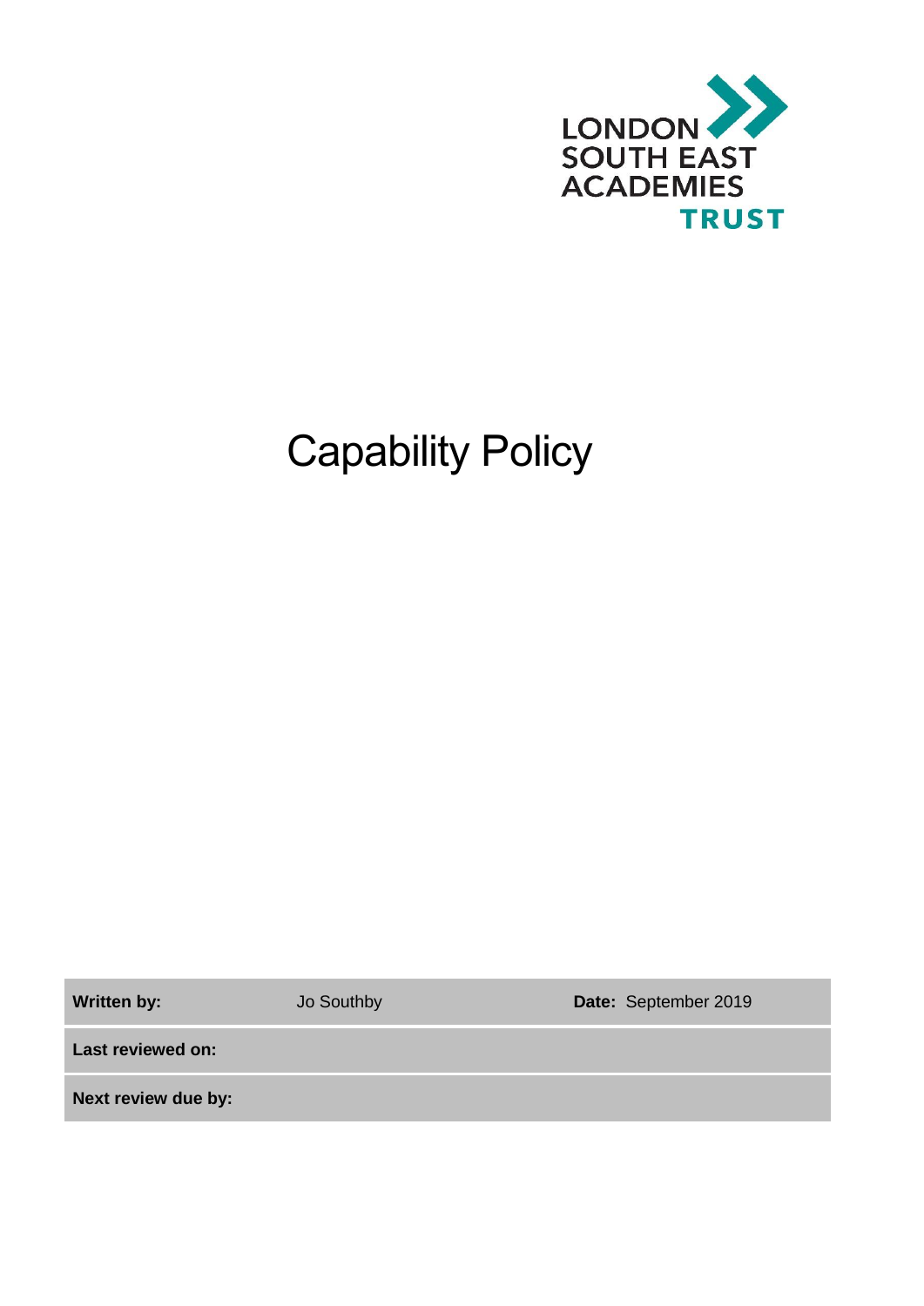LONDON SOUTH EAST ACADEMIES TRUST

# Capability Policy

| **Written by:** | Jo Southby | **Date:** September 2019 |
| --- | --- | --- |
| **Last reviewed on:** | | |
| **Next review due by:** | | |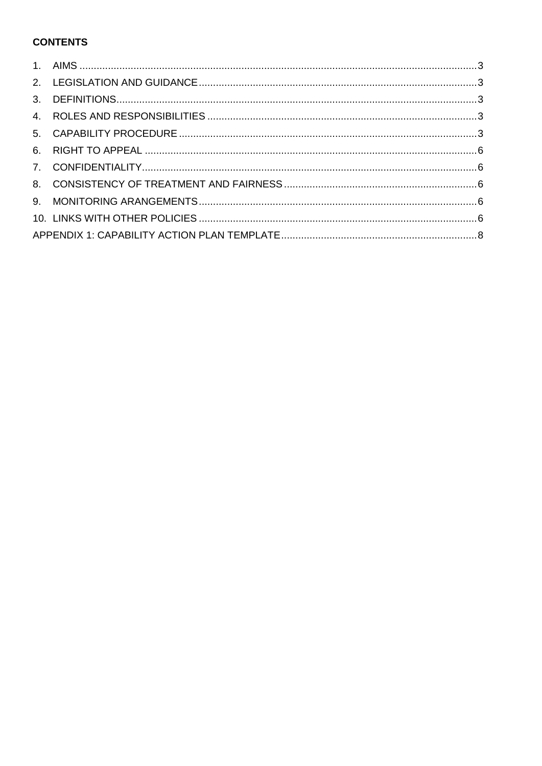**CONTENTS**

1. AIMS .......... 3
2. LEGISLATION AND GUIDANCE .......... 3
3. DEFINITIONS .......... 3
4. ROLES AND RESPONSIBILITIES .......... 3
5. CAPABILITY PROCEDURE .......... 3
6. RIGHT TO APPEAL .......... 6
7. CONFIDENTIALITY .......... 6
8. CONSISTENCY OF TREATMENT AND FAIRNESS .......... 6
9. MONITORING ARANGEMENTS .......... 6
10. LINKS WITH OTHER POLICIES .......... 6

APPENDIX 1: CAPABILITY ACTION PLAN TEMPLATE .......... 8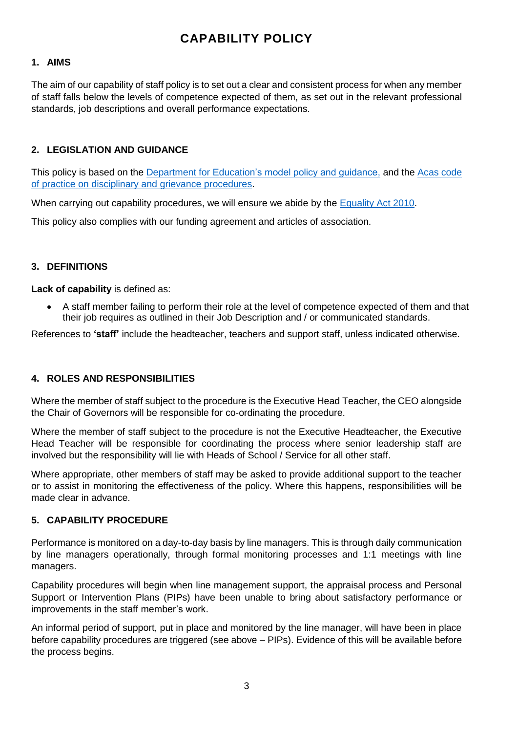# CAPABILITY POLICY

## 1. AIMS

The aim of our capability of staff policy is to set out a clear and consistent process for when any member of staff falls below the levels of competence expected of them, as set out in the relevant professional standards, job descriptions and overall performance expectations.

## 2. LEGISLATION AND GUIDANCE

This policy is based on the Department for Education's model policy and guidance, and the Acas code of practice on disciplinary and grievance procedures.

When carrying out capability procedures, we will ensure we abide by the Equality Act 2010.

This policy also complies with our funding agreement and articles of association.

## 3. DEFINITIONS

**Lack of capability** is defined as:

- A staff member failing to perform their role at the level of competence expected of them and that their job requires as outlined in their Job Description and / or communicated standards.

References to **'staff'** include the headteacher, teachers and support staff, unless indicated otherwise.

## 4. ROLES AND RESPONSIBILITIES

Where the member of staff subject to the procedure is the Executive Head Teacher, the CEO alongside the Chair of Governors will be responsible for co-ordinating the procedure.

Where the member of staff subject to the procedure is not the Executive Headteacher, the Executive Head Teacher will be responsible for coordinating the process where senior leadership staff are involved but the responsibility will lie with Heads of School / Service for all other staff.

Where appropriate, other members of staff may be asked to provide additional support to the teacher or to assist in monitoring the effectiveness of the policy. Where this happens, responsibilities will be made clear in advance.

## 5. CAPABILITY PROCEDURE

Performance is monitored on a day-to-day basis by line managers. This is through daily communication by line managers operationally, through formal monitoring processes and 1:1 meetings with line managers.

Capability procedures will begin when line management support, the appraisal process and Personal Support or Intervention Plans (PIPs) have been unable to bring about satisfactory performance or improvements in the staff member's work.

An informal period of support, put in place and monitored by the line manager, will have been in place before capability procedures are triggered (see above – PIPs). Evidence of this will be available before the process begins.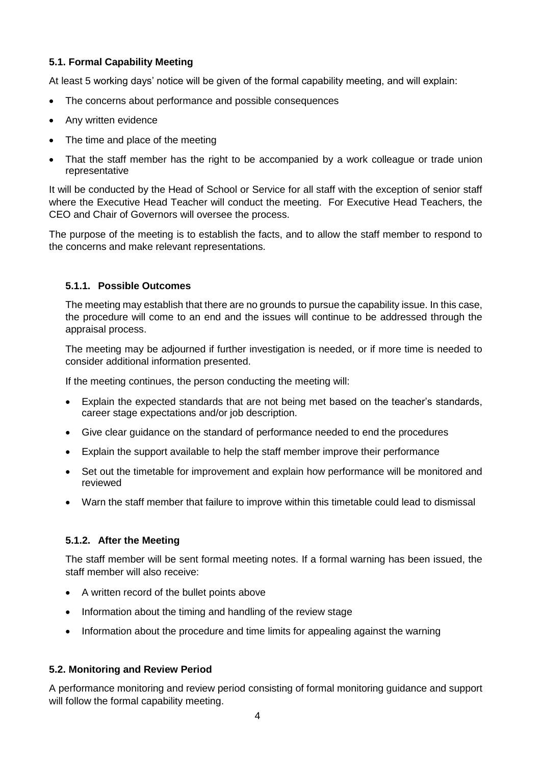### 5.1. Formal Capability Meeting

At least 5 working days' notice will be given of the formal capability meeting, and will explain:

- The concerns about performance and possible consequences
- Any written evidence
- The time and place of the meeting
- That the staff member has the right to be accompanied by a work colleague or trade union representative

It will be conducted by the Head of School or Service for all staff with the exception of senior staff where the Executive Head Teacher will conduct the meeting. For Executive Head Teachers, the CEO and Chair of Governors will oversee the process.

The purpose of the meeting is to establish the facts, and to allow the staff member to respond to the concerns and make relevant representations.

#### 5.1.1. Possible Outcomes

The meeting may establish that there are no grounds to pursue the capability issue. In this case, the procedure will come to an end and the issues will continue to be addressed through the appraisal process.

The meeting may be adjourned if further investigation is needed, or if more time is needed to consider additional information presented.

If the meeting continues, the person conducting the meeting will:

- Explain the expected standards that are not being met based on the teacher's standards, career stage expectations and/or job description.
- Give clear guidance on the standard of performance needed to end the procedures
- Explain the support available to help the staff member improve their performance
- Set out the timetable for improvement and explain how performance will be monitored and reviewed
- Warn the staff member that failure to improve within this timetable could lead to dismissal

#### 5.1.2. After the Meeting

The staff member will be sent formal meeting notes. If a formal warning has been issued, the staff member will also receive:

- A written record of the bullet points above
- Information about the timing and handling of the review stage
- Information about the procedure and time limits for appealing against the warning

### 5.2. Monitoring and Review Period

A performance monitoring and review period consisting of formal monitoring guidance and support will follow the formal capability meeting.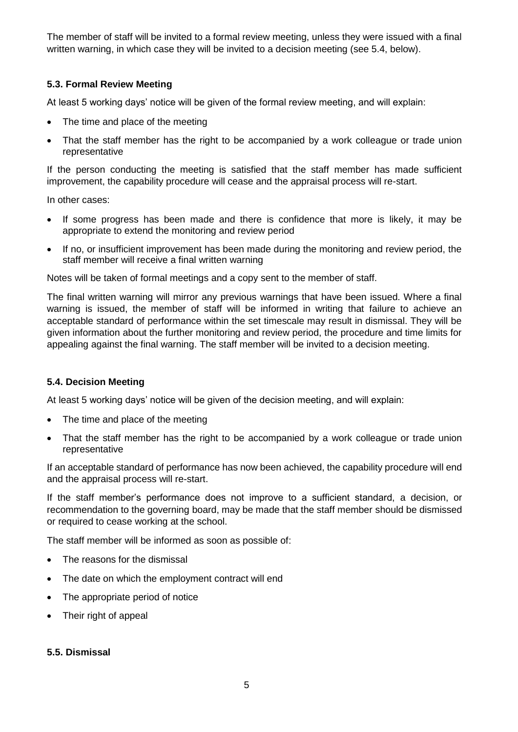The member of staff will be invited to a formal review meeting, unless they were issued with a final written warning, in which case they will be invited to a decision meeting (see 5.4, below).

### 5.3. Formal Review Meeting

At least 5 working days' notice will be given of the formal review meeting, and will explain:

- The time and place of the meeting
- That the staff member has the right to be accompanied by a work colleague or trade union representative

If the person conducting the meeting is satisfied that the staff member has made sufficient improvement, the capability procedure will cease and the appraisal process will re-start.

In other cases:

- If some progress has been made and there is confidence that more is likely, it may be appropriate to extend the monitoring and review period
- If no, or insufficient improvement has been made during the monitoring and review period, the staff member will receive a final written warning

Notes will be taken of formal meetings and a copy sent to the member of staff.

The final written warning will mirror any previous warnings that have been issued. Where a final warning is issued, the member of staff will be informed in writing that failure to achieve an acceptable standard of performance within the set timescale may result in dismissal. They will be given information about the further monitoring and review period, the procedure and time limits for appealing against the final warning. The staff member will be invited to a decision meeting.

### 5.4. Decision Meeting

At least 5 working days' notice will be given of the decision meeting, and will explain:

- The time and place of the meeting
- That the staff member has the right to be accompanied by a work colleague or trade union representative

If an acceptable standard of performance has now been achieved, the capability procedure will end and the appraisal process will re-start.

If the staff member's performance does not improve to a sufficient standard, a decision, or recommendation to the governing board, may be made that the staff member should be dismissed or required to cease working at the school.

The staff member will be informed as soon as possible of:

- The reasons for the dismissal
- The date on which the employment contract will end
- The appropriate period of notice
- Their right of appeal

### 5.5. Dismissal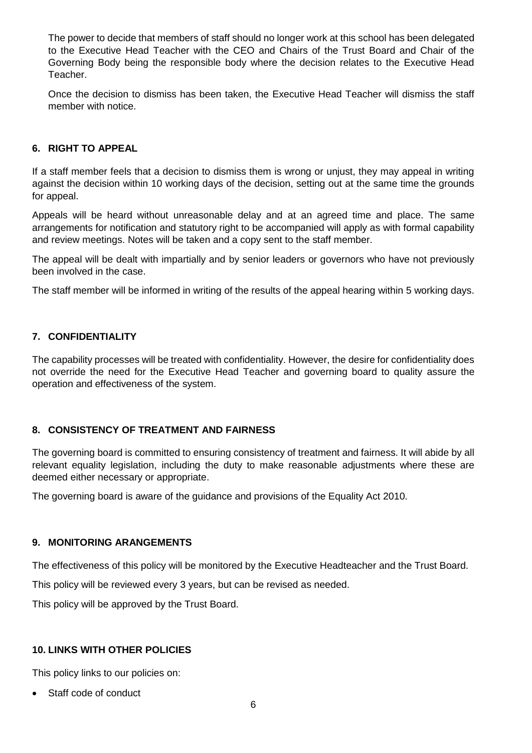The power to decide that members of staff should no longer work at this school has been delegated to the Executive Head Teacher with the CEO and Chairs of the Trust Board and Chair of the Governing Body being the responsible body where the decision relates to the Executive Head Teacher.

Once the decision to dismiss has been taken, the Executive Head Teacher will dismiss the staff member with notice.

## 6. RIGHT TO APPEAL

If a staff member feels that a decision to dismiss them is wrong or unjust, they may appeal in writing against the decision within 10 working days of the decision, setting out at the same time the grounds for appeal.

Appeals will be heard without unreasonable delay and at an agreed time and place. The same arrangements for notification and statutory right to be accompanied will apply as with formal capability and review meetings. Notes will be taken and a copy sent to the staff member.

The appeal will be dealt with impartially and by senior leaders or governors who have not previously been involved in the case.

The staff member will be informed in writing of the results of the appeal hearing within 5 working days.

## 7. CONFIDENTIALITY

The capability processes will be treated with confidentiality. However, the desire for confidentiality does not override the need for the Executive Head Teacher and governing board to quality assure the operation and effectiveness of the system.

## 8. CONSISTENCY OF TREATMENT AND FAIRNESS

The governing board is committed to ensuring consistency of treatment and fairness. It will abide by all relevant equality legislation, including the duty to make reasonable adjustments where these are deemed either necessary or appropriate.

The governing board is aware of the guidance and provisions of the Equality Act 2010.

## 9. MONITORING ARANGEMENTS

The effectiveness of this policy will be monitored by the Executive Headteacher and the Trust Board.

This policy will be reviewed every 3 years, but can be revised as needed.

This policy will be approved by the Trust Board.

## 10. LINKS WITH OTHER POLICIES

This policy links to our policies on:

- Staff code of conduct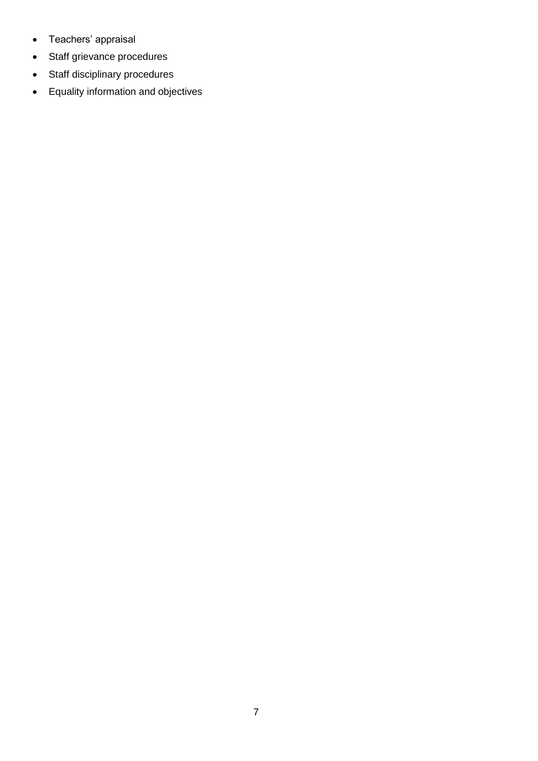- Teachers' appraisal
- Staff grievance procedures
- Staff disciplinary procedures
- Equality information and objectives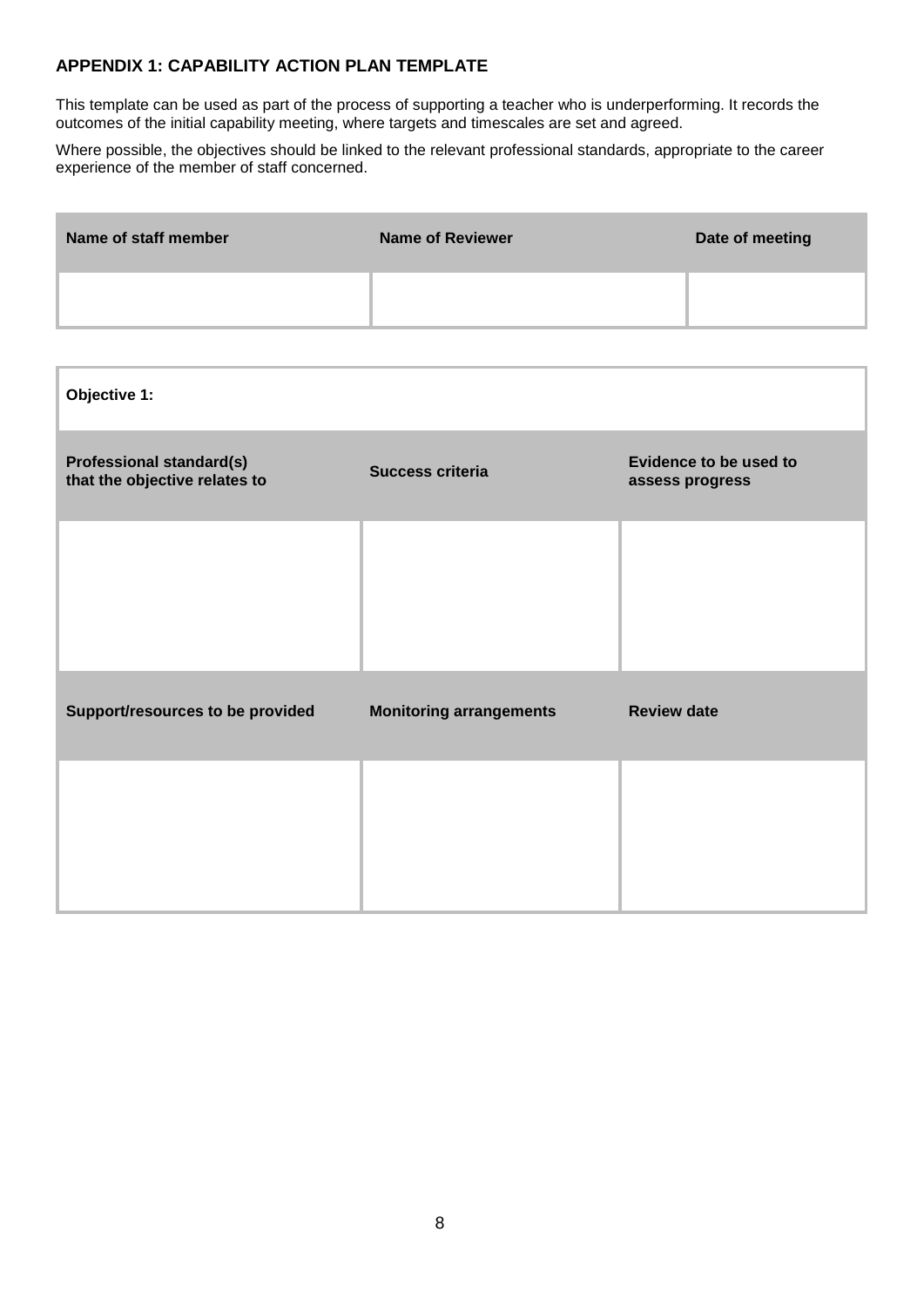## APPENDIX 1: CAPABILITY ACTION PLAN TEMPLATE

This template can be used as part of the process of supporting a teacher who is underperforming. It records the outcomes of the initial capability meeting, where targets and timescales are set and agreed.

Where possible, the objectives should be linked to the relevant professional standards, appropriate to the career experience of the member of staff concerned.

| Name of staff member | Name of Reviewer | Date of meeting |
|---|---|---|
| | | |

| Objective 1: | | |
|---|---|---|
| **Professional standard(s) that the objective relates to** | **Success criteria** | **Evidence to be used to assess progress** |
| | | |
| **Support/resources to be provided** | **Monitoring arrangements** | **Review date** |
| | | |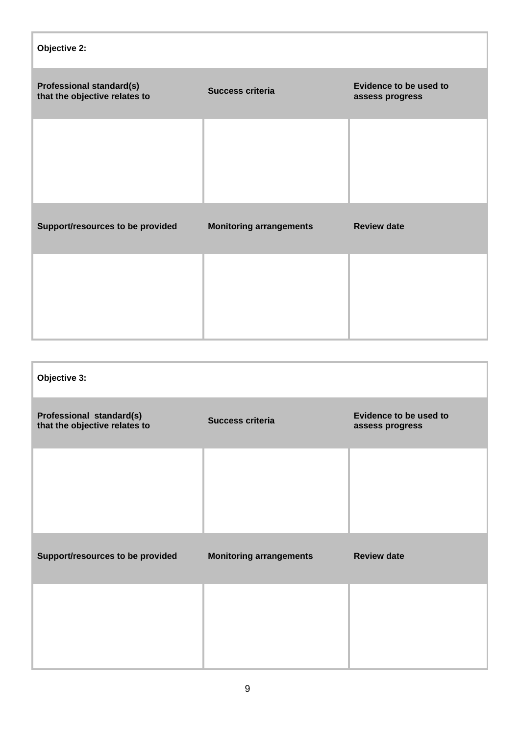| Objective 2: | | |
|---|---|---|
| **Professional standard(s) that the objective relates to** | **Success criteria** | **Evidence to be used to assess progress** |
| | | |
| **Support/resources to be provided** | **Monitoring arrangements** | **Review date** |
| | | |

| Objective 3: | | |
|---|---|---|
| **Professional standard(s) that the objective relates to** | **Success criteria** | **Evidence to be used to assess progress** |
| | | |
| **Support/resources to be provided** | **Monitoring arrangements** | **Review date** |
| | | |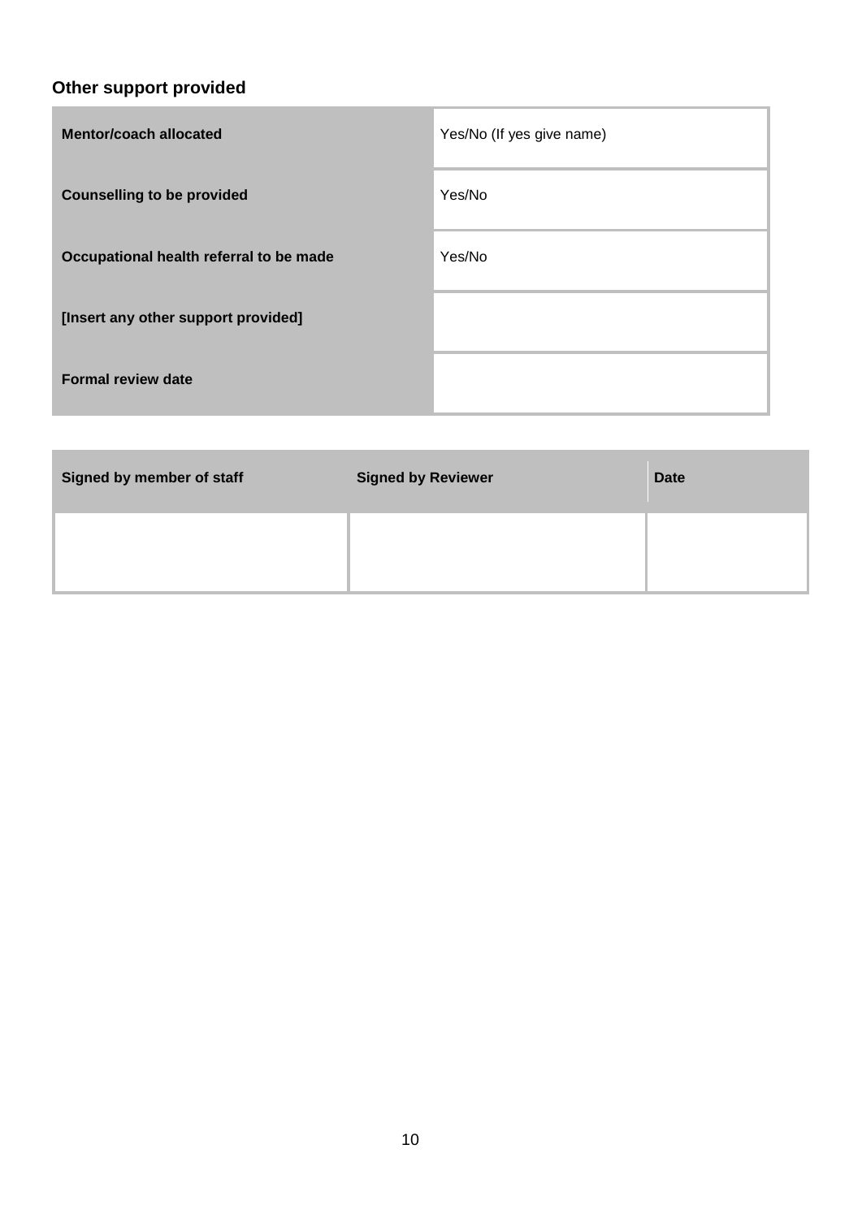## Other support provided

| | |
|---|---|
| **Mentor/coach allocated** | Yes/No (If yes give name) |
| **Counselling to be provided** | Yes/No |
| **Occupational health referral to be made** | Yes/No |
| **[Insert any other support provided]** | |
| **Formal review date** | |

| **Signed by member of staff** | **Signed by Reviewer** | **Date** |
|---|---|---|
| | | |